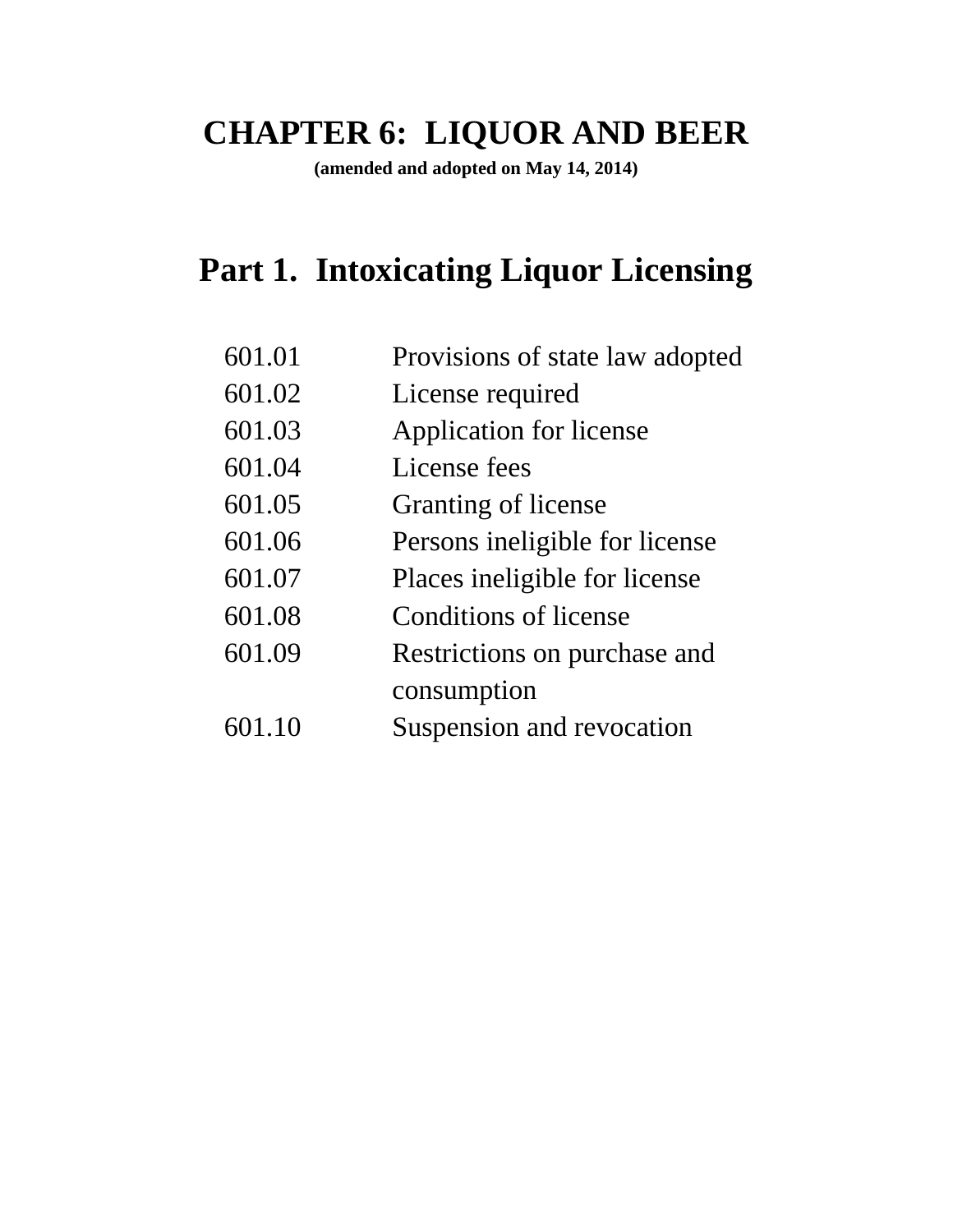# CHAPTER 6: LIQUOR AND BEER

**(amended and adopted on May 14, 2014)**

## Part 1. Intoxicating Liquor Licensing

| | |
|---|---|
| 601.01 | Provisions of state law adopted |
| 601.02 | License required |
| 601.03 | Application for license |
| 601.04 | License fees |
| 601.05 | Granting of license |
| 601.06 | Persons ineligible for license |
| 601.07 | Places ineligible for license |
| 601.08 | Conditions of license |
| 601.09 | Restrictions on purchase and consumption |
| 601.10 | Suspension and revocation |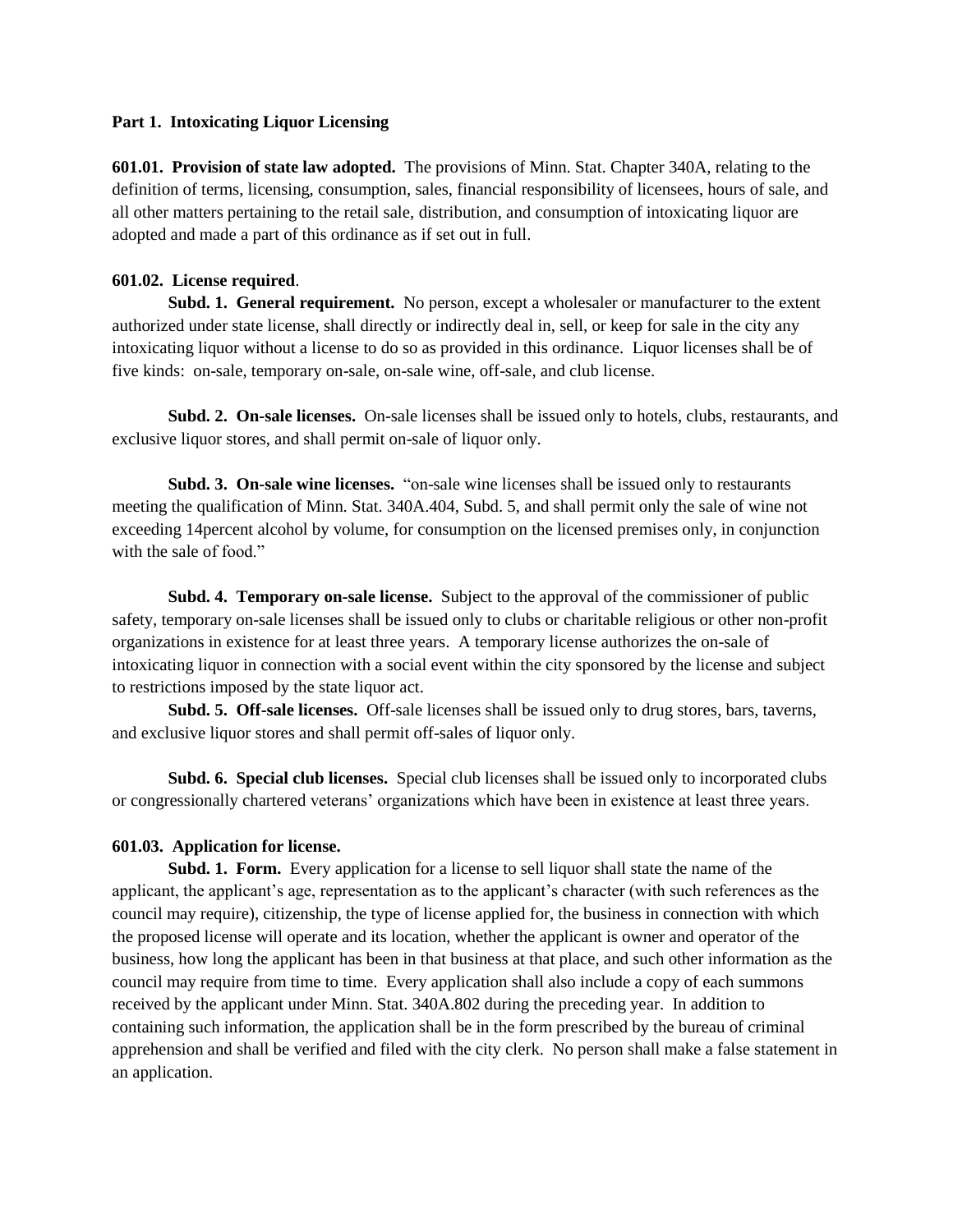**Part 1. Intoxicating Liquor Licensing**

**601.01. Provision of state law adopted.** The provisions of Minn. Stat. Chapter 340A, relating to the definition of terms, licensing, consumption, sales, financial responsibility of licensees, hours of sale, and all other matters pertaining to the retail sale, distribution, and consumption of intoxicating liquor are adopted and made a part of this ordinance as if set out in full.

**601.02. License required**.

**Subd. 1. General requirement.** No person, except a wholesaler or manufacturer to the extent authorized under state license, shall directly or indirectly deal in, sell, or keep for sale in the city any intoxicating liquor without a license to do so as provided in this ordinance. Liquor licenses shall be of five kinds: on-sale, temporary on-sale, on-sale wine, off-sale, and club license.

**Subd. 2. On-sale licenses.** On-sale licenses shall be issued only to hotels, clubs, restaurants, and exclusive liquor stores, and shall permit on-sale of liquor only.

**Subd. 3. On-sale wine licenses.** "on-sale wine licenses shall be issued only to restaurants meeting the qualification of Minn. Stat. 340A.404, Subd. 5, and shall permit only the sale of wine not exceeding 14percent alcohol by volume, for consumption on the licensed premises only, in conjunction with the sale of food."

**Subd. 4. Temporary on-sale license.** Subject to the approval of the commissioner of public safety, temporary on-sale licenses shall be issued only to clubs or charitable religious or other non-profit organizations in existence for at least three years. A temporary license authorizes the on-sale of intoxicating liquor in connection with a social event within the city sponsored by the license and subject to restrictions imposed by the state liquor act.

**Subd. 5. Off-sale licenses.** Off-sale licenses shall be issued only to drug stores, bars, taverns, and exclusive liquor stores and shall permit off-sales of liquor only.

**Subd. 6. Special club licenses.** Special club licenses shall be issued only to incorporated clubs or congressionally chartered veterans' organizations which have been in existence at least three years.

**601.03. Application for license.**

**Subd. 1. Form.** Every application for a license to sell liquor shall state the name of the applicant, the applicant's age, representation as to the applicant's character (with such references as the council may require), citizenship, the type of license applied for, the business in connection with which the proposed license will operate and its location, whether the applicant is owner and operator of the business, how long the applicant has been in that business at that place, and such other information as the council may require from time to time. Every application shall also include a copy of each summons received by the applicant under Minn. Stat. 340A.802 during the preceding year. In addition to containing such information, the application shall be in the form prescribed by the bureau of criminal apprehension and shall be verified and filed with the city clerk. No person shall make a false statement in an application.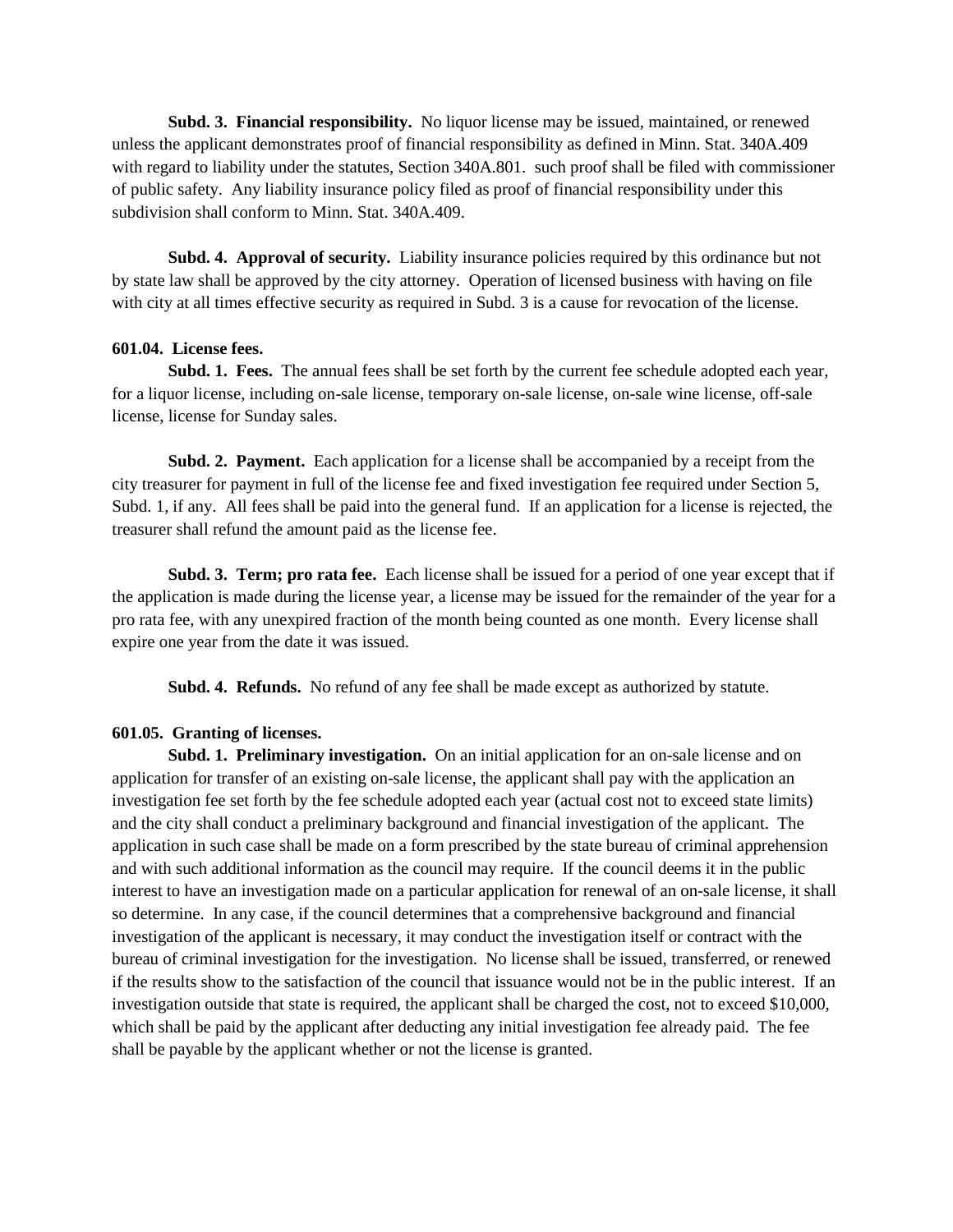**Subd. 3. Financial responsibility.** No liquor license may be issued, maintained, or renewed unless the applicant demonstrates proof of financial responsibility as defined in Minn. Stat. 340A.409 with regard to liability under the statutes, Section 340A.801. such proof shall be filed with commissioner of public safety. Any liability insurance policy filed as proof of financial responsibility under this subdivision shall conform to Minn. Stat. 340A.409.

**Subd. 4. Approval of security.** Liability insurance policies required by this ordinance but not by state law shall be approved by the city attorney. Operation of licensed business with having on file with city at all times effective security as required in Subd. 3 is a cause for revocation of the license.

**601.04. License fees.**

**Subd. 1. Fees.** The annual fees shall be set forth by the current fee schedule adopted each year, for a liquor license, including on-sale license, temporary on-sale license, on-sale wine license, off-sale license, license for Sunday sales.

**Subd. 2. Payment.** Each application for a license shall be accompanied by a receipt from the city treasurer for payment in full of the license fee and fixed investigation fee required under Section 5, Subd. 1, if any. All fees shall be paid into the general fund. If an application for a license is rejected, the treasurer shall refund the amount paid as the license fee.

**Subd. 3. Term; pro rata fee.** Each license shall be issued for a period of one year except that if the application is made during the license year, a license may be issued for the remainder of the year for a pro rata fee, with any unexpired fraction of the month being counted as one month. Every license shall expire one year from the date it was issued.

**Subd. 4. Refunds.** No refund of any fee shall be made except as authorized by statute.

**601.05. Granting of licenses.**

**Subd. 1. Preliminary investigation.** On an initial application for an on-sale license and on application for transfer of an existing on-sale license, the applicant shall pay with the application an investigation fee set forth by the fee schedule adopted each year (actual cost not to exceed state limits) and the city shall conduct a preliminary background and financial investigation of the applicant. The application in such case shall be made on a form prescribed by the state bureau of criminal apprehension and with such additional information as the council may require. If the council deems it in the public interest to have an investigation made on a particular application for renewal of an on-sale license, it shall so determine. In any case, if the council determines that a comprehensive background and financial investigation of the applicant is necessary, it may conduct the investigation itself or contract with the bureau of criminal investigation for the investigation. No license shall be issued, transferred, or renewed if the results show to the satisfaction of the council that issuance would not be in the public interest. If an investigation outside that state is required, the applicant shall be charged the cost, not to exceed $10,000, which shall be paid by the applicant after deducting any initial investigation fee already paid. The fee shall be payable by the applicant whether or not the license is granted.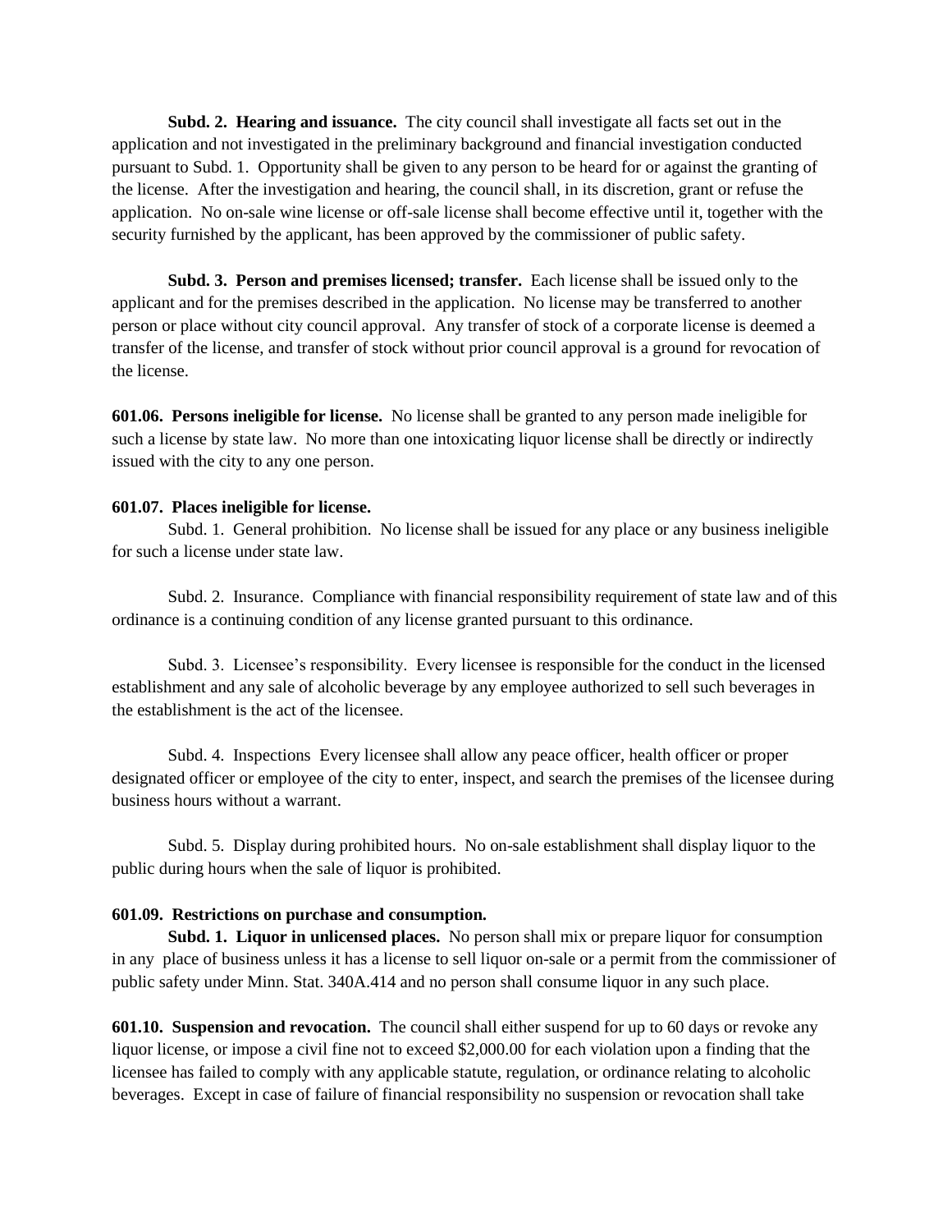**Subd. 2. Hearing and issuance.** The city council shall investigate all facts set out in the application and not investigated in the preliminary background and financial investigation conducted pursuant to Subd. 1. Opportunity shall be given to any person to be heard for or against the granting of the license. After the investigation and hearing, the council shall, in its discretion, grant or refuse the application. No on-sale wine license or off-sale license shall become effective until it, together with the security furnished by the applicant, has been approved by the commissioner of public safety.

**Subd. 3. Person and premises licensed; transfer.** Each license shall be issued only to the applicant and for the premises described in the application. No license may be transferred to another person or place without city council approval. Any transfer of stock of a corporate license is deemed a transfer of the license, and transfer of stock without prior council approval is a ground for revocation of the license.

**601.06. Persons ineligible for license.** No license shall be granted to any person made ineligible for such a license by state law. No more than one intoxicating liquor license shall be directly or indirectly issued with the city to any one person.

**601.07. Places ineligible for license.**

Subd. 1. General prohibition. No license shall be issued for any place or any business ineligible for such a license under state law.

Subd. 2. Insurance. Compliance with financial responsibility requirement of state law and of this ordinance is a continuing condition of any license granted pursuant to this ordinance.

Subd. 3. Licensee's responsibility. Every licensee is responsible for the conduct in the licensed establishment and any sale of alcoholic beverage by any employee authorized to sell such beverages in the establishment is the act of the licensee.

Subd. 4. Inspections Every licensee shall allow any peace officer, health officer or proper designated officer or employee of the city to enter, inspect, and search the premises of the licensee during business hours without a warrant.

Subd. 5. Display during prohibited hours. No on-sale establishment shall display liquor to the public during hours when the sale of liquor is prohibited.

**601.09. Restrictions on purchase and consumption.**

**Subd. 1. Liquor in unlicensed places.** No person shall mix or prepare liquor for consumption in any place of business unless it has a license to sell liquor on-sale or a permit from the commissioner of public safety under Minn. Stat. 340A.414 and no person shall consume liquor in any such place.

**601.10. Suspension and revocation.** The council shall either suspend for up to 60 days or revoke any liquor license, or impose a civil fine not to exceed $2,000.00 for each violation upon a finding that the licensee has failed to comply with any applicable statute, regulation, or ordinance relating to alcoholic beverages. Except in case of failure of financial responsibility no suspension or revocation shall take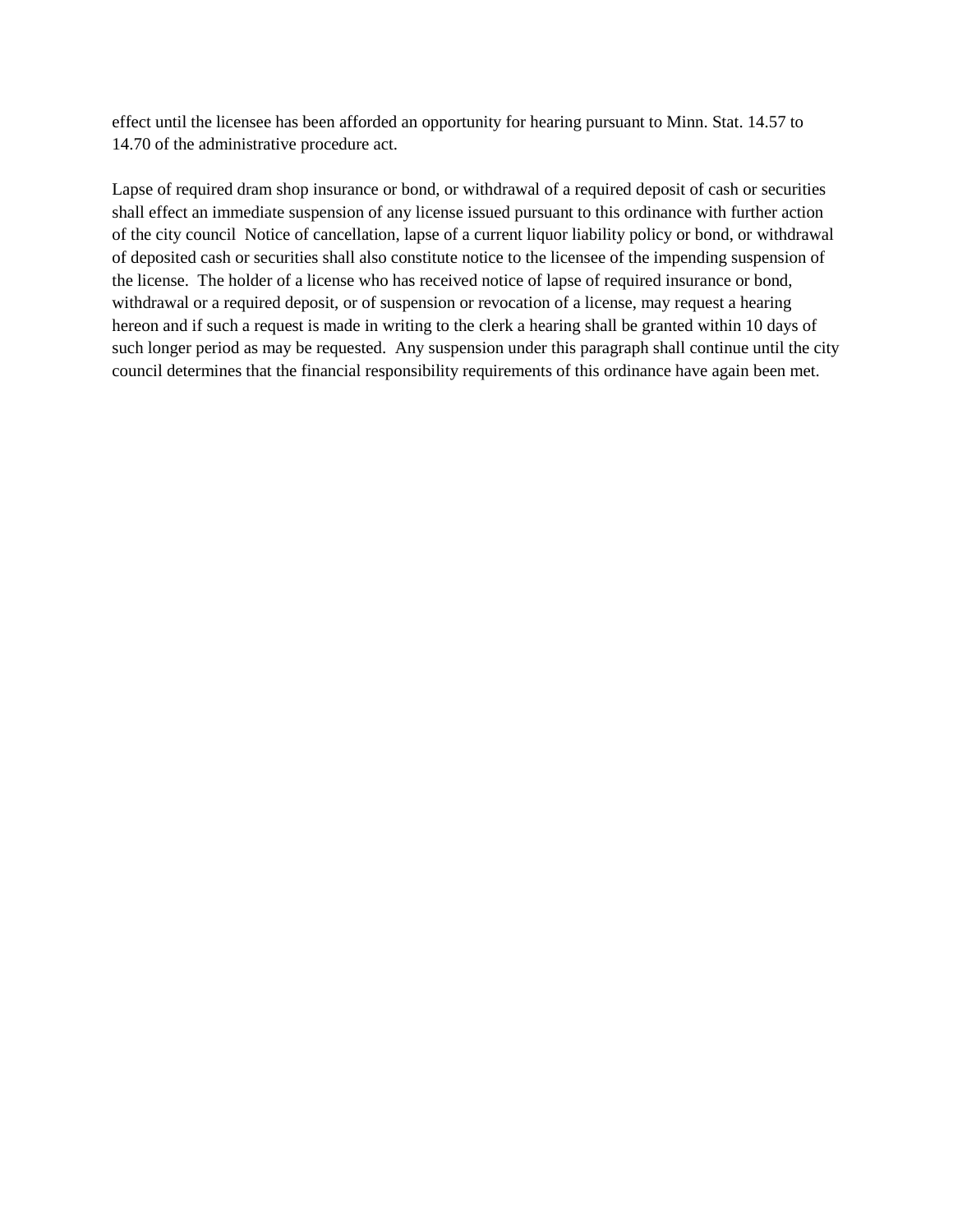effect until the licensee has been afforded an opportunity for hearing pursuant to Minn. Stat. 14.57 to 14.70 of the administrative procedure act.

Lapse of required dram shop insurance or bond, or withdrawal of a required deposit of cash or securities shall effect an immediate suspension of any license issued pursuant to this ordinance with further action of the city council  Notice of cancellation, lapse of a current liquor liability policy or bond, or withdrawal of deposited cash or securities shall also constitute notice to the licensee of the impending suspension of the license.  The holder of a license who has received notice of lapse of required insurance or bond, withdrawal or a required deposit, or of suspension or revocation of a license, may request a hearing hereon and if such a request is made in writing to the clerk a hearing shall be granted within 10 days of such longer period as may be requested.  Any suspension under this paragraph shall continue until the city council determines that the financial responsibility requirements of this ordinance have again been met.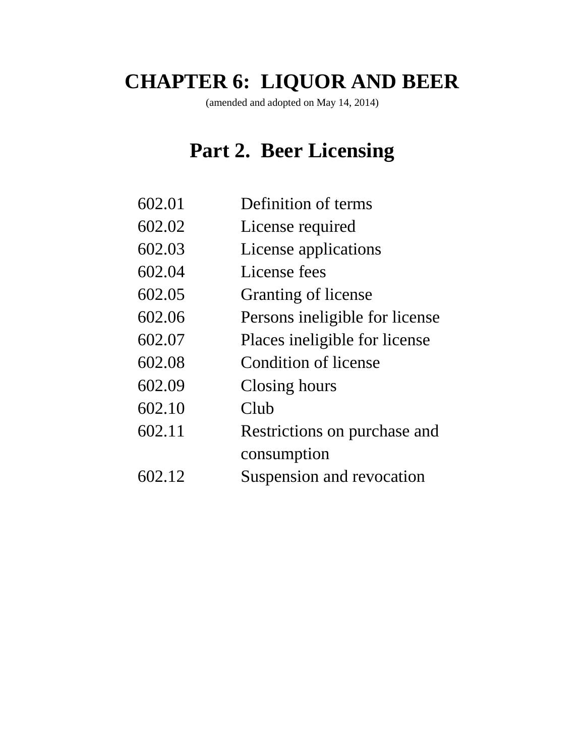# CHAPTER 6: LIQUOR AND BEER

(amended and adopted on May 14, 2014)

## Part 2. Beer Licensing

| | |
|---|---|
| 602.01 | Definition of terms |
| 602.02 | License required |
| 602.03 | License applications |
| 602.04 | License fees |
| 602.05 | Granting of license |
| 602.06 | Persons ineligible for license |
| 602.07 | Places ineligible for license |
| 602.08 | Condition of license |
| 602.09 | Closing hours |
| 602.10 | Club |
| 602.11 | Restrictions on purchase and consumption |
| 602.12 | Suspension and revocation |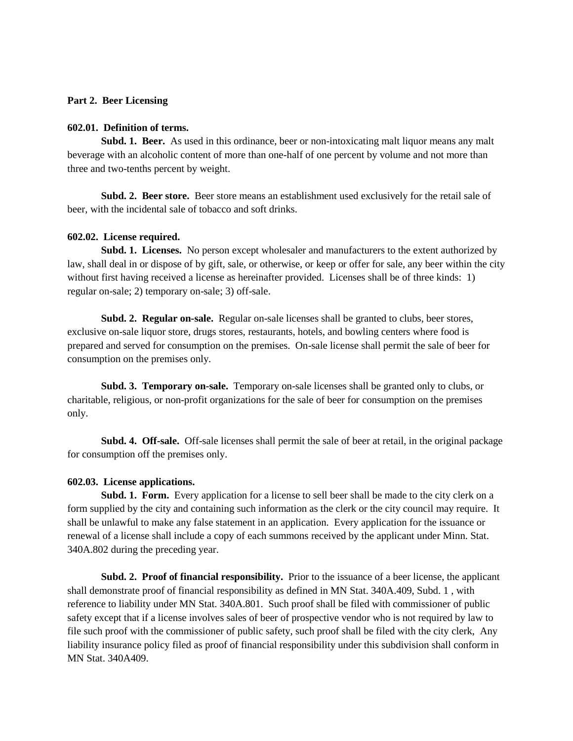## Part 2. Beer Licensing

### 602.01. Definition of terms.

**Subd. 1. Beer.** As used in this ordinance, beer or non-intoxicating malt liquor means any malt beverage with an alcoholic content of more than one-half of one percent by volume and not more than three and two-tenths percent by weight.

**Subd. 2. Beer store.** Beer store means an establishment used exclusively for the retail sale of beer, with the incidental sale of tobacco and soft drinks.

### 602.02. License required.

**Subd. 1. Licenses.** No person except wholesaler and manufacturers to the extent authorized by law, shall deal in or dispose of by gift, sale, or otherwise, or keep or offer for sale, any beer within the city without first having received a license as hereinafter provided. Licenses shall be of three kinds: 1) regular on-sale; 2) temporary on-sale; 3) off-sale.

**Subd. 2. Regular on-sale.** Regular on-sale licenses shall be granted to clubs, beer stores, exclusive on-sale liquor store, drugs stores, restaurants, hotels, and bowling centers where food is prepared and served for consumption on the premises. On-sale license shall permit the sale of beer for consumption on the premises only.

**Subd. 3. Temporary on-sale.** Temporary on-sale licenses shall be granted only to clubs, or charitable, religious, or non-profit organizations for the sale of beer for consumption on the premises only.

**Subd. 4. Off-sale.** Off-sale licenses shall permit the sale of beer at retail, in the original package for consumption off the premises only.

### 602.03. License applications.

**Subd. 1. Form.** Every application for a license to sell beer shall be made to the city clerk on a form supplied by the city and containing such information as the clerk or the city council may require. It shall be unlawful to make any false statement in an application. Every application for the issuance or renewal of a license shall include a copy of each summons received by the applicant under Minn. Stat. 340A.802 during the preceding year.

**Subd. 2. Proof of financial responsibility.** Prior to the issuance of a beer license, the applicant shall demonstrate proof of financial responsibility as defined in MN Stat. 340A.409, Subd. 1 , with reference to liability under MN Stat. 340A.801. Such proof shall be filed with commissioner of public safety except that if a license involves sales of beer of prospective vendor who is not required by law to file such proof with the commissioner of public safety, such proof shall be filed with the city clerk, Any liability insurance policy filed as proof of financial responsibility under this subdivision shall conform in MN Stat. 340A409.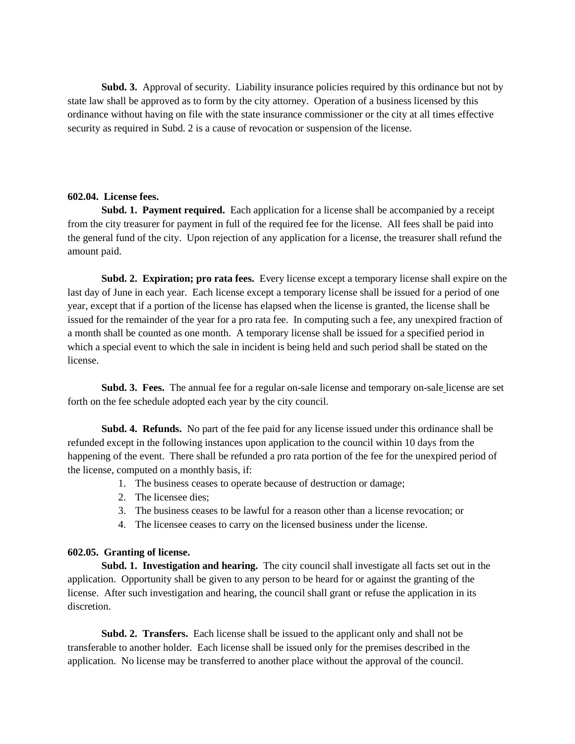**Subd. 3.** Approval of security. Liability insurance policies required by this ordinance but not by state law shall be approved as to form by the city attorney. Operation of a business licensed by this ordinance without having on file with the state insurance commissioner or the city at all times effective security as required in Subd. 2 is a cause of revocation or suspension of the license.

**602.04. License fees.**

**Subd. 1. Payment required.** Each application for a license shall be accompanied by a receipt from the city treasurer for payment in full of the required fee for the license. All fees shall be paid into the general fund of the city. Upon rejection of any application for a license, the treasurer shall refund the amount paid.

**Subd. 2. Expiration; pro rata fees.** Every license except a temporary license shall expire on the last day of June in each year. Each license except a temporary license shall be issued for a period of one year, except that if a portion of the license has elapsed when the license is granted, the license shall be issued for the remainder of the year for a pro rata fee. In computing such a fee, any unexpired fraction of a month shall be counted as one month. A temporary license shall be issued for a specified period in which a special event to which the sale in incident is being held and such period shall be stated on the license.

**Subd. 3. Fees.** The annual fee for a regular on-sale license and temporary on-sale license are set forth on the fee schedule adopted each year by the city council.

**Subd. 4. Refunds.** No part of the fee paid for any license issued under this ordinance shall be refunded except in the following instances upon application to the council within 10 days from the happening of the event. There shall be refunded a pro rata portion of the fee for the unexpired period of the license, computed on a monthly basis, if:

1. The business ceases to operate because of destruction or damage;
2. The licensee dies;
3. The business ceases to be lawful for a reason other than a license revocation; or
4. The licensee ceases to carry on the licensed business under the license.

**602.05. Granting of license.**

**Subd. 1. Investigation and hearing.** The city council shall investigate all facts set out in the application. Opportunity shall be given to any person to be heard for or against the granting of the license. After such investigation and hearing, the council shall grant or refuse the application in its discretion.

**Subd. 2. Transfers.** Each license shall be issued to the applicant only and shall not be transferable to another holder. Each license shall be issued only for the premises described in the application. No license may be transferred to another place without the approval of the council.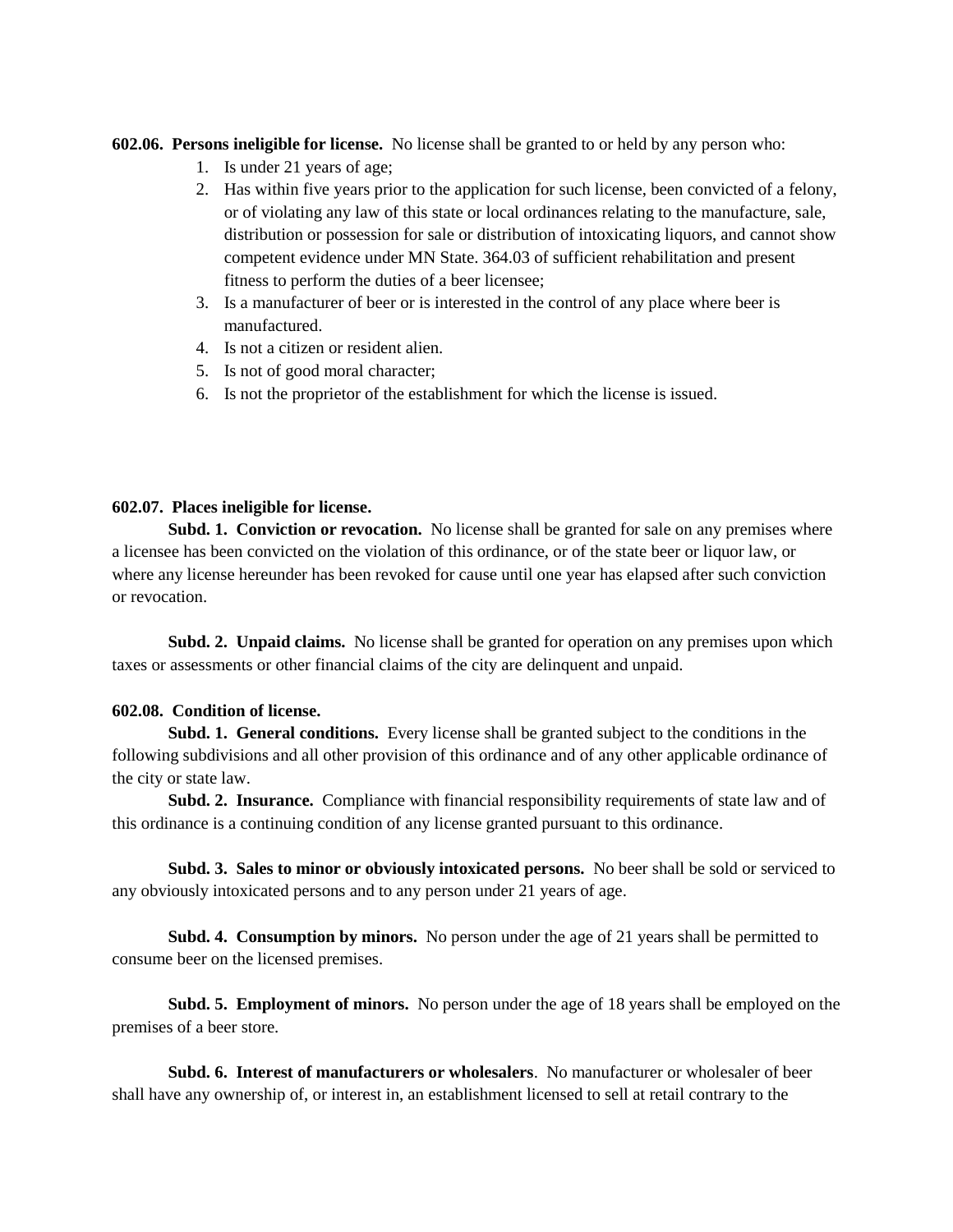**602.06. Persons ineligible for license.** No license shall be granted to or held by any person who:

1. Is under 21 years of age;
2. Has within five years prior to the application for such license, been convicted of a felony, or of violating any law of this state or local ordinances relating to the manufacture, sale, distribution or possession for sale or distribution of intoxicating liquors, and cannot show competent evidence under MN State. 364.03 of sufficient rehabilitation and present fitness to perform the duties of a beer licensee;
3. Is a manufacturer of beer or is interested in the control of any place where beer is manufactured.
4. Is not a citizen or resident alien.
5. Is not of good moral character;
6. Is not the proprietor of the establishment for which the license is issued.

**602.07. Places ineligible for license.**

**Subd. 1. Conviction or revocation.** No license shall be granted for sale on any premises where a licensee has been convicted on the violation of this ordinance, or of the state beer or liquor law, or where any license hereunder has been revoked for cause until one year has elapsed after such conviction or revocation.

**Subd. 2. Unpaid claims.** No license shall be granted for operation on any premises upon which taxes or assessments or other financial claims of the city are delinquent and unpaid.

**602.08. Condition of license.**

**Subd. 1. General conditions.** Every license shall be granted subject to the conditions in the following subdivisions and all other provision of this ordinance and of any other applicable ordinance of the city or state law.

**Subd. 2. Insurance.** Compliance with financial responsibility requirements of state law and of this ordinance is a continuing condition of any license granted pursuant to this ordinance.

**Subd. 3. Sales to minor or obviously intoxicated persons.** No beer shall be sold or serviced to any obviously intoxicated persons and to any person under 21 years of age.

**Subd. 4. Consumption by minors.** No person under the age of 21 years shall be permitted to consume beer on the licensed premises.

**Subd. 5. Employment of minors.** No person under the age of 18 years shall be employed on the premises of a beer store.

**Subd. 6. Interest of manufacturers or wholesalers**. No manufacturer or wholesaler of beer shall have any ownership of, or interest in, an establishment licensed to sell at retail contrary to the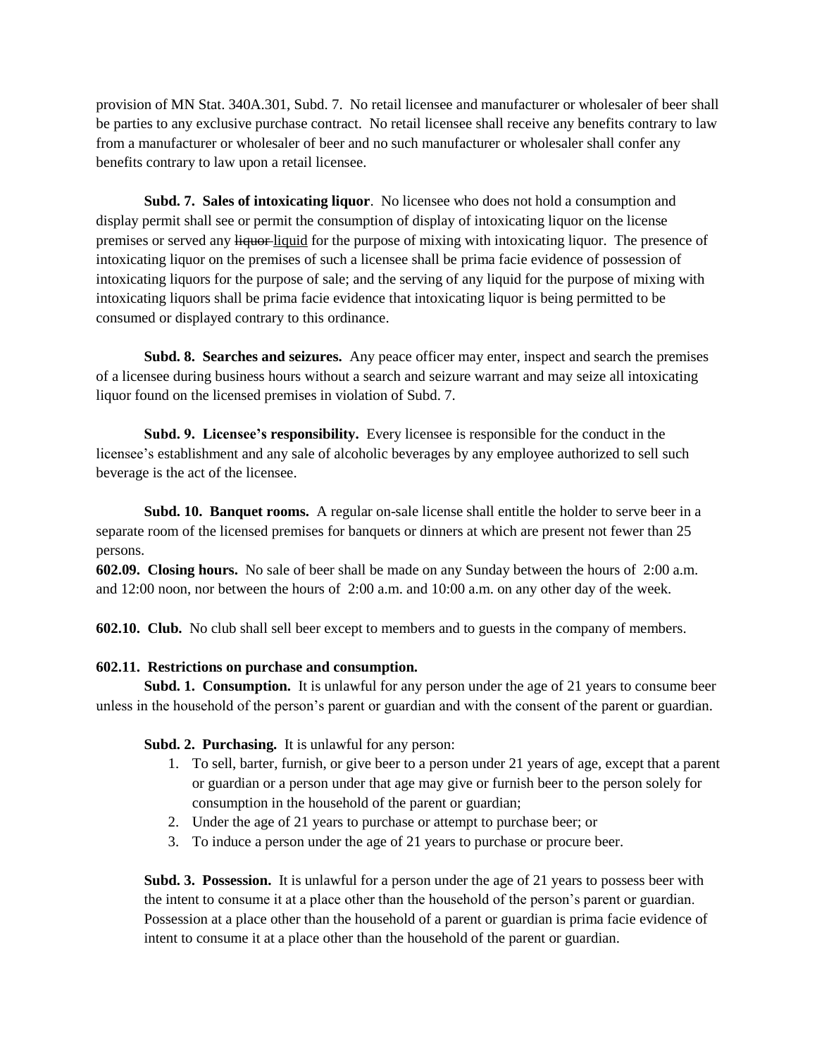provision of MN Stat. 340A.301, Subd. 7. No retail licensee and manufacturer or wholesaler of beer shall be parties to any exclusive purchase contract. No retail licensee shall receive any benefits contrary to law from a manufacturer or wholesaler of beer and no such manufacturer or wholesaler shall confer any benefits contrary to law upon a retail licensee.

**Subd. 7. Sales of intoxicating liquor**. No licensee who does not hold a consumption and display permit shall see or permit the consumption of display of intoxicating liquor on the license premises or served any ~~liquor~~ <u>liquid</u> for the purpose of mixing with intoxicating liquor. The presence of intoxicating liquor on the premises of such a licensee shall be prima facie evidence of possession of intoxicating liquors for the purpose of sale; and the serving of any liquid for the purpose of mixing with intoxicating liquors shall be prima facie evidence that intoxicating liquor is being permitted to be consumed or displayed contrary to this ordinance.

**Subd. 8. Searches and seizures.** Any peace officer may enter, inspect and search the premises of a licensee during business hours without a search and seizure warrant and may seize all intoxicating liquor found on the licensed premises in violation of Subd. 7.

**Subd. 9. Licensee's responsibility.** Every licensee is responsible for the conduct in the licensee's establishment and any sale of alcoholic beverages by any employee authorized to sell such beverage is the act of the licensee.

**Subd. 10. Banquet rooms.** A regular on-sale license shall entitle the holder to serve beer in a separate room of the licensed premises for banquets or dinners at which are present not fewer than 25 persons.

**602.09. Closing hours.** No sale of beer shall be made on any Sunday between the hours of 2:00 a.m. and 12:00 noon, nor between the hours of 2:00 a.m. and 10:00 a.m. on any other day of the week.

**602.10. Club.** No club shall sell beer except to members and to guests in the company of members.

**602.11. Restrictions on purchase and consumption.**

**Subd. 1. Consumption.** It is unlawful for any person under the age of 21 years to consume beer unless in the household of the person's parent or guardian and with the consent of the parent or guardian.

**Subd. 2. Purchasing.** It is unlawful for any person:

1. To sell, barter, furnish, or give beer to a person under 21 years of age, except that a parent or guardian or a person under that age may give or furnish beer to the person solely for consumption in the household of the parent or guardian;
2. Under the age of 21 years to purchase or attempt to purchase beer; or
3. To induce a person under the age of 21 years to purchase or procure beer.

**Subd. 3. Possession.** It is unlawful for a person under the age of 21 years to possess beer with the intent to consume it at a place other than the household of the person's parent or guardian. Possession at a place other than the household of a parent or guardian is prima facie evidence of intent to consume it at a place other than the household of the parent or guardian.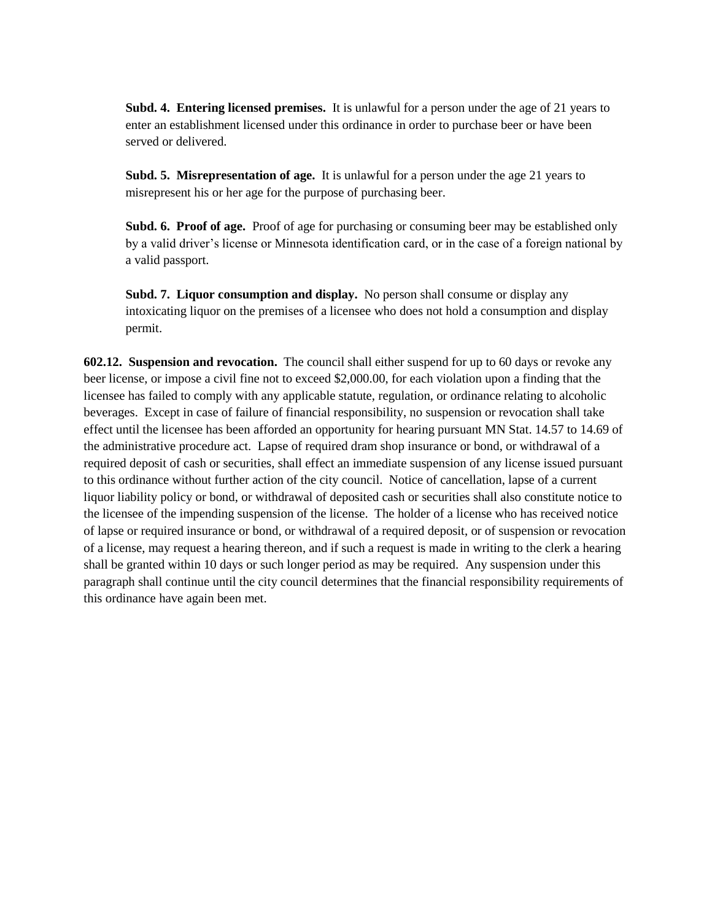**Subd. 4. Entering licensed premises.** It is unlawful for a person under the age of 21 years to enter an establishment licensed under this ordinance in order to purchase beer or have been served or delivered.

**Subd. 5. Misrepresentation of age.** It is unlawful for a person under the age 21 years to misrepresent his or her age for the purpose of purchasing beer.

**Subd. 6. Proof of age.** Proof of age for purchasing or consuming beer may be established only by a valid driver's license or Minnesota identification card, or in the case of a foreign national by a valid passport.

**Subd. 7. Liquor consumption and display.** No person shall consume or display any intoxicating liquor on the premises of a licensee who does not hold a consumption and display permit.

**602.12. Suspension and revocation.** The council shall either suspend for up to 60 days or revoke any beer license, or impose a civil fine not to exceed $2,000.00, for each violation upon a finding that the licensee has failed to comply with any applicable statute, regulation, or ordinance relating to alcoholic beverages. Except in case of failure of financial responsibility, no suspension or revocation shall take effect until the licensee has been afforded an opportunity for hearing pursuant MN Stat. 14.57 to 14.69 of the administrative procedure act. Lapse of required dram shop insurance or bond, or withdrawal of a required deposit of cash or securities, shall effect an immediate suspension of any license issued pursuant to this ordinance without further action of the city council. Notice of cancellation, lapse of a current liquor liability policy or bond, or withdrawal of deposited cash or securities shall also constitute notice to the licensee of the impending suspension of the license. The holder of a license who has received notice of lapse or required insurance or bond, or withdrawal of a required deposit, or of suspension or revocation of a license, may request a hearing thereon, and if such a request is made in writing to the clerk a hearing shall be granted within 10 days or such longer period as may be required. Any suspension under this paragraph shall continue until the city council determines that the financial responsibility requirements of this ordinance have again been met.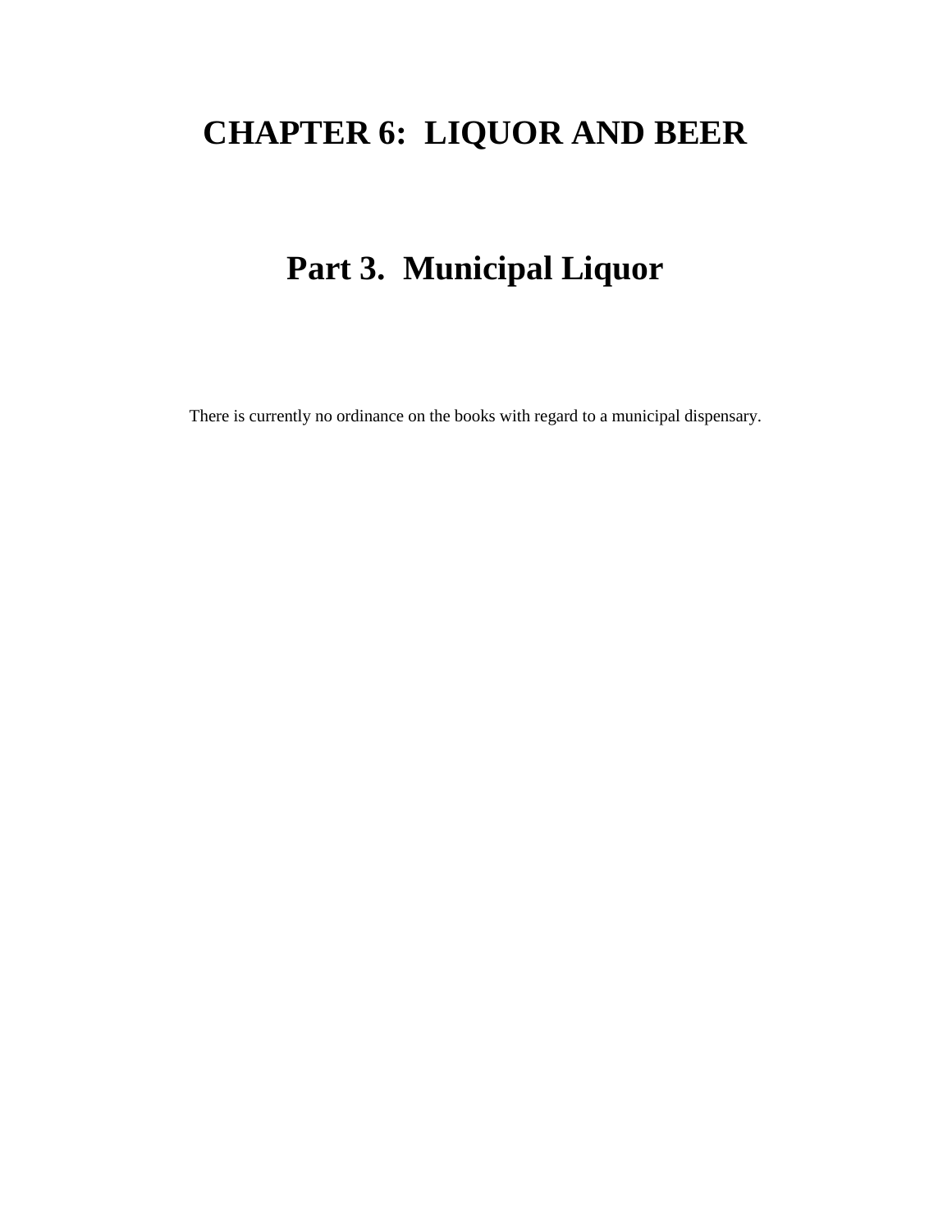# CHAPTER 6: LIQUOR AND BEER

## Part 3. Municipal Liquor

There is currently no ordinance on the books with regard to a municipal dispensary.